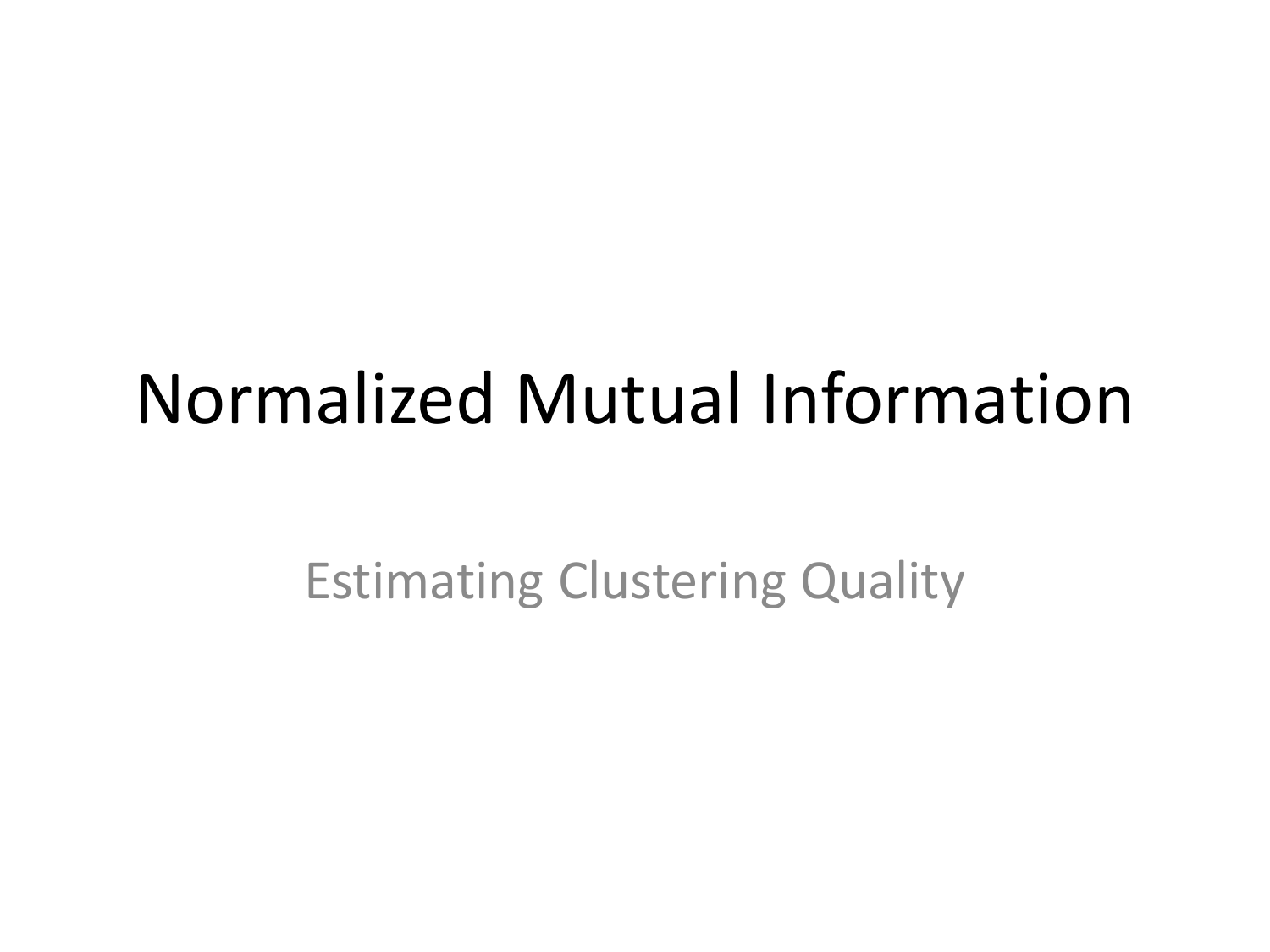# Normalized Mutual Information

Estimating Clustering Quality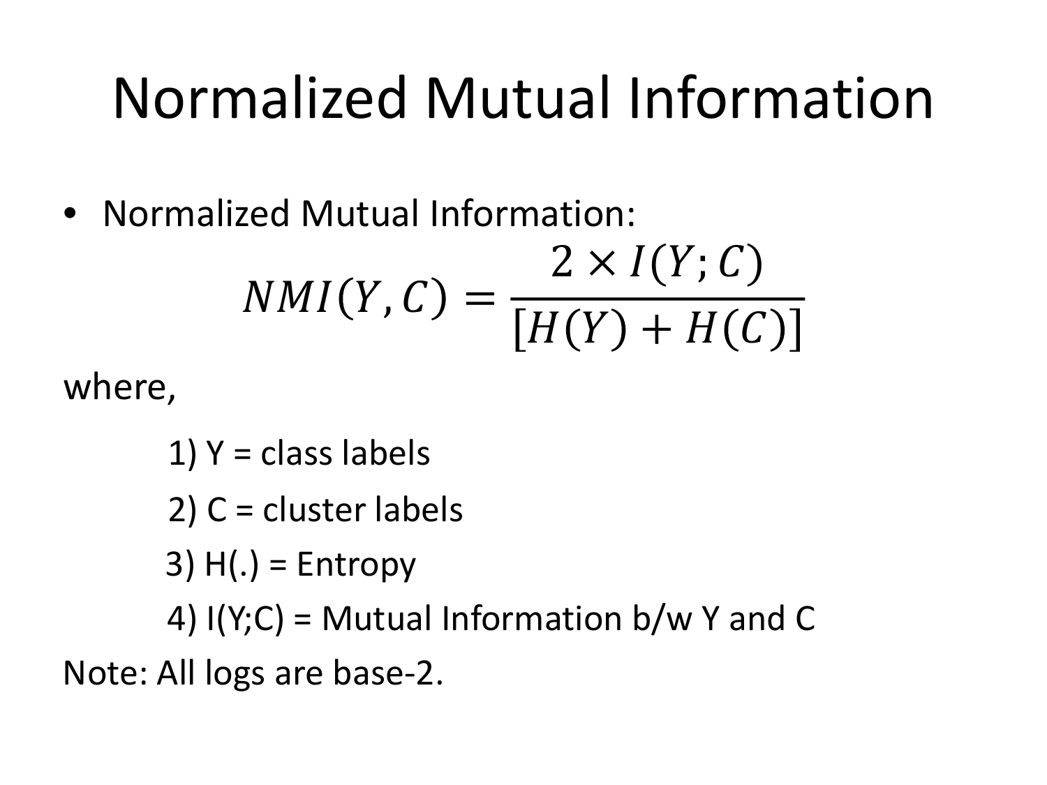# Normalized Mutual Information

- Normalized Mutual Information:

$$NMI(Y, C) = \frac{2 \times I(Y; C)}{[H(Y) + H(C)]}$$

where,

1) Y = class labels
2) C = cluster labels
3) H(.) = Entropy
4) I(Y;C) = Mutual Information b/w Y and C

Note: All logs are base-2.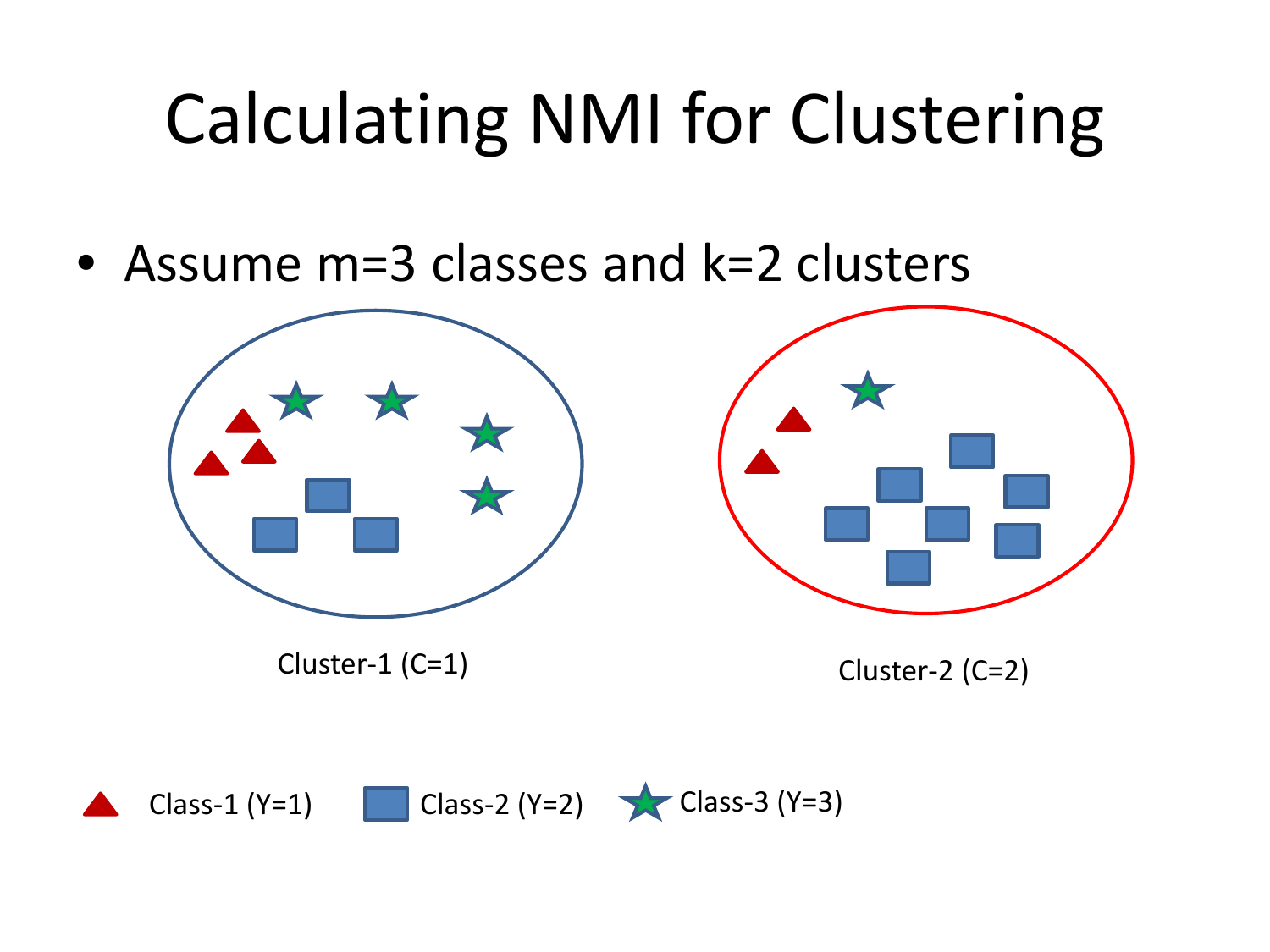# Calculating NMI for Clustering

- Assume m=3 classes and k=2 clusters

Cluster-1 (C=1)

Cluster-2 (C=2)

Class-1 (Y=1) Class-2 (Y=2) Class-3 (Y=3)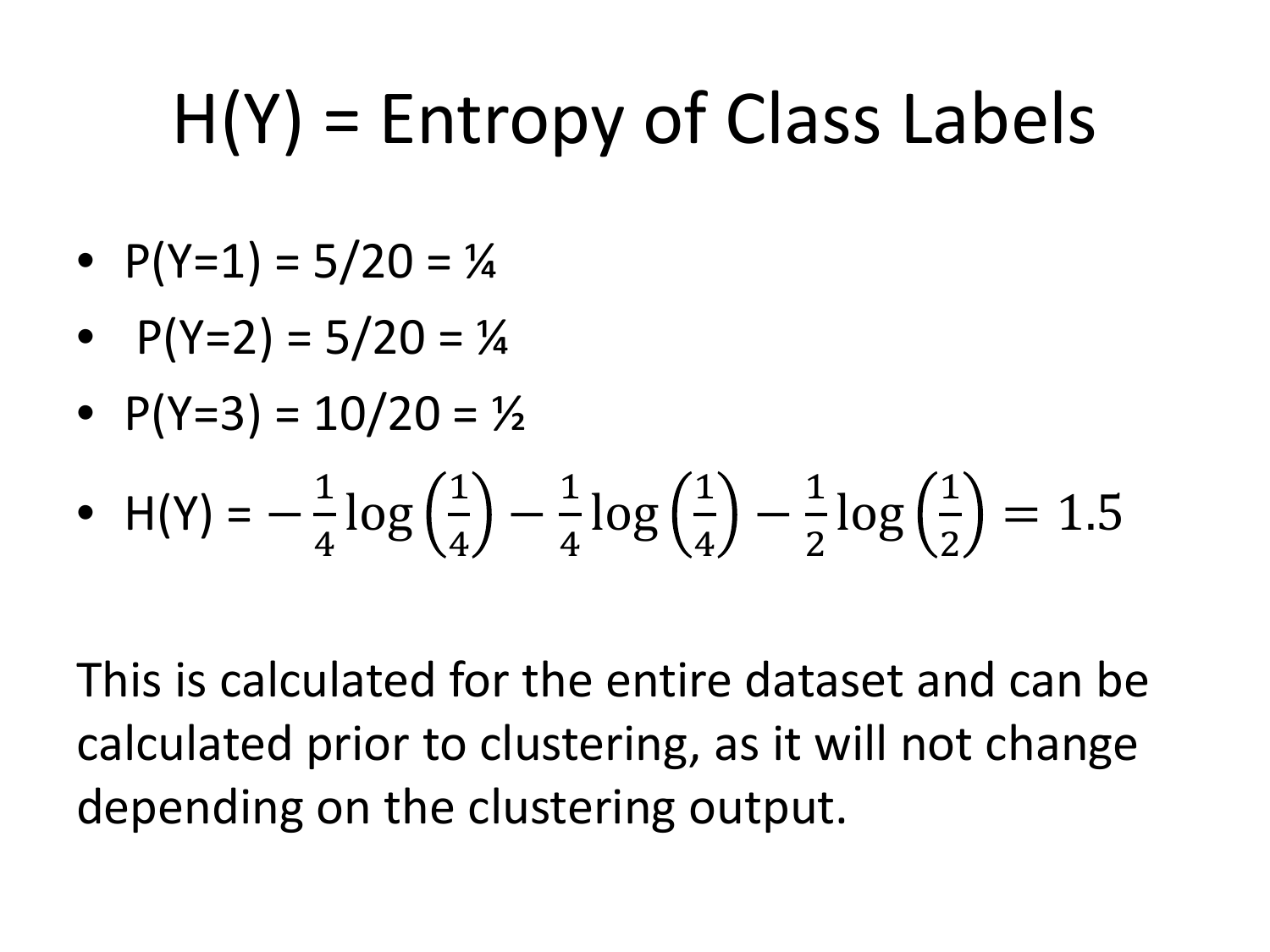# H(Y) = Entropy of Class Labels

- P(Y=1) = 5/20 = ¼
- P(Y=2) = 5/20 = ¼
- P(Y=3) = 10/20 = ½
- H(Y) = $-\frac{1}{4}\log\left(\frac{1}{4}\right) - \frac{1}{4}\log\left(\frac{1}{4}\right) - \frac{1}{2}\log\left(\frac{1}{2}\right) = 1.5$

This is calculated for the entire dataset and can be calculated prior to clustering, as it will not change depending on the clustering output.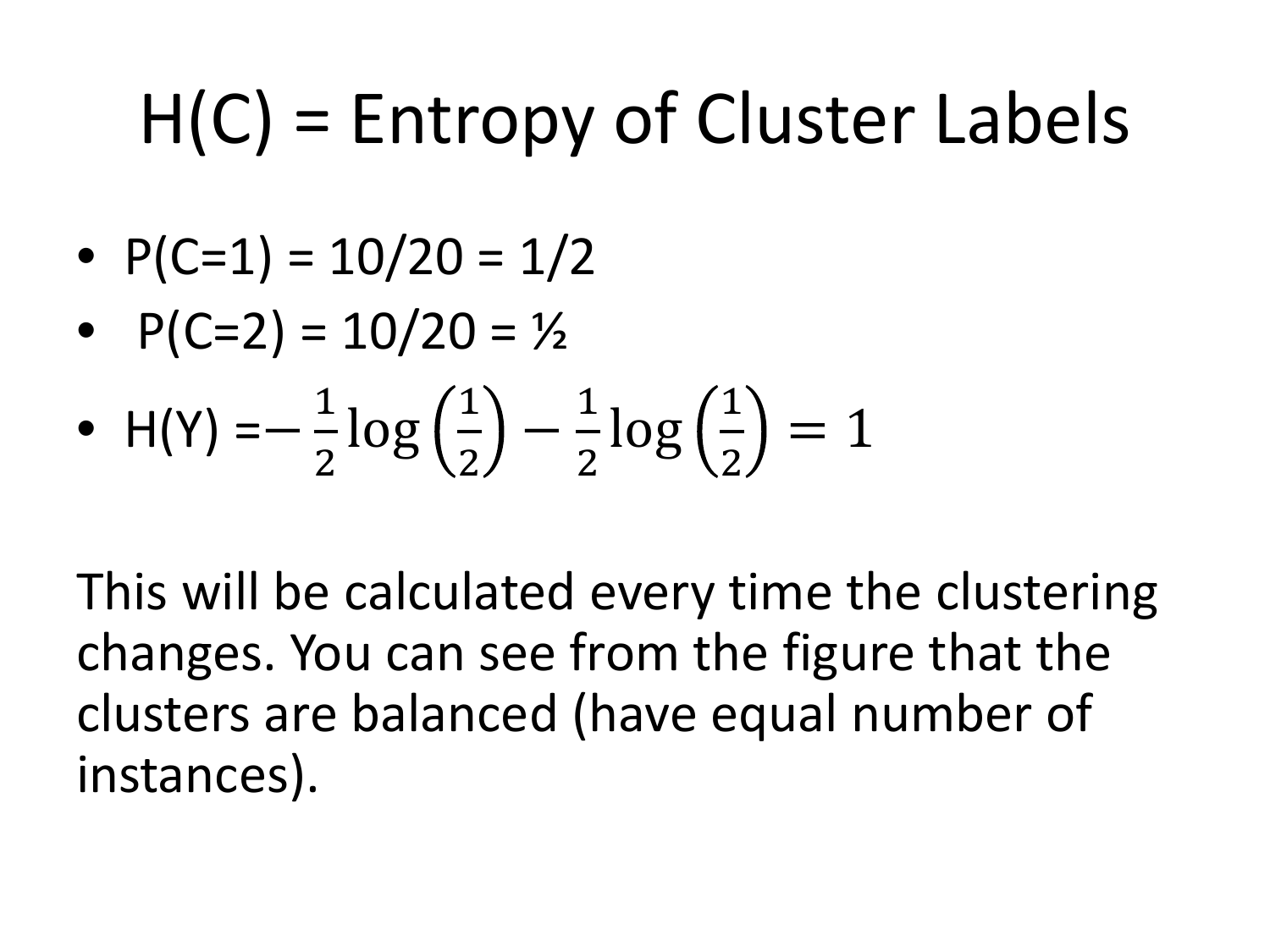# H(C) = Entropy of Cluster Labels

- P(C=1) = 10/20 = 1/2
- P(C=2) = 10/20 = ½
- H(Y) =$-\frac{1}{2}\log\left(\frac{1}{2}\right)-\frac{1}{2}\log\left(\frac{1}{2}\right)=1$

This will be calculated every time the clustering changes. You can see from the figure that the clusters are balanced (have equal number of instances).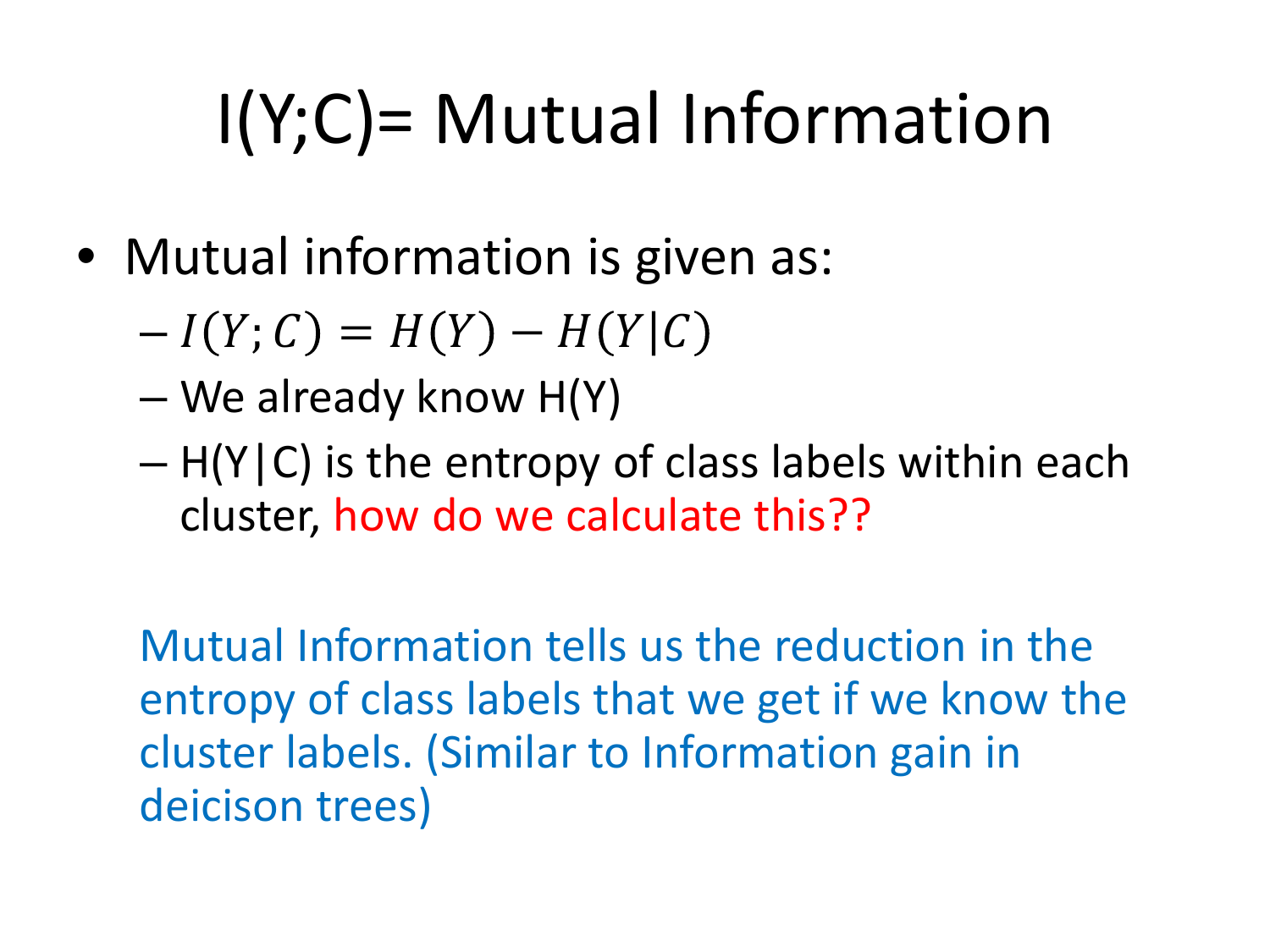# I(Y;C)= Mutual Information

- Mutual information is given as:
  - $I(Y;C) = H(Y) - H(Y|C)$
  - We already know H(Y)
  - H(Y|C) is the entropy of class labels within each cluster, how do we calculate this??

Mutual Information tells us the reduction in the entropy of class labels that we get if we know the cluster labels. (Similar to Information gain in deicison trees)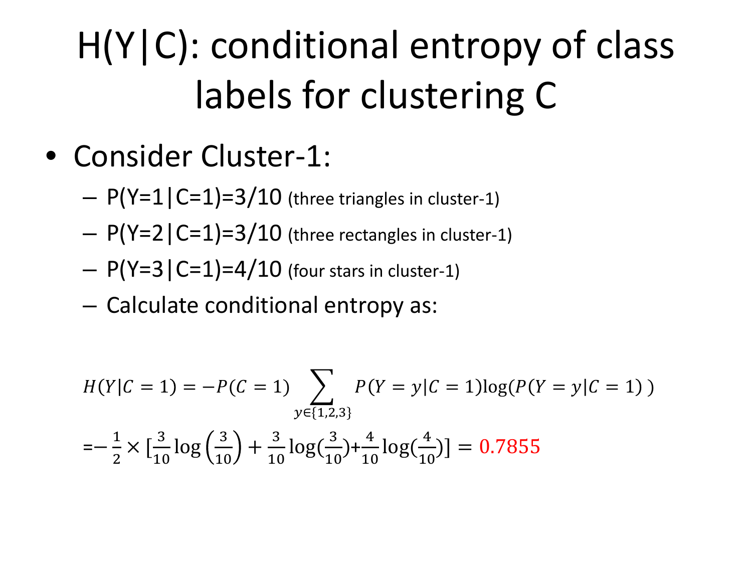# H(Y|C): conditional entropy of class labels for clustering C

- Consider Cluster-1:
  - $P(Y=1|C=1)=3/10$ (three triangles in cluster-1)
  - $P(Y=2|C=1)=3/10$ (three rectangles in cluster-1)
  - $P(Y=3|C=1)=4/10$ (four stars in cluster-1)
  - Calculate conditional entropy as:

$$H(Y|C=1) = -P(C=1) \sum_{y \in \{1,2,3\}} P(Y=y|C=1) \log(P(Y=y|C=1))$$

$$= -\frac{1}{2} \times \left[\frac{3}{10} \log\left(\frac{3}{10}\right) + \frac{3}{10} \log\left(\frac{3}{10}\right) + \frac{4}{10} \log\left(\frac{4}{10}\right)\right] = 0.7855$$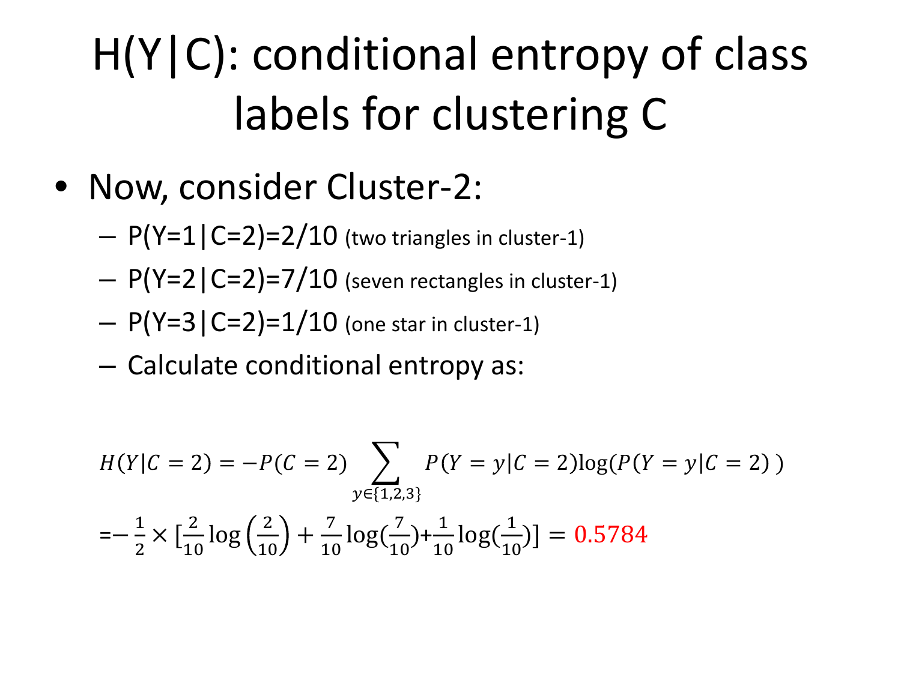# H(Y|C): conditional entropy of class labels for clustering C

- Now, consider Cluster-2:
  - $P(Y=1|C=2)=2/10$ (two triangles in cluster-1)
  - $P(Y=2|C=2)=7/10$ (seven rectangles in cluster-1)
  - $P(Y=3|C=2)=1/10$ (one star in cluster-1)
  - Calculate conditional entropy as:

$$H(Y|C=2) = -P(C=2) \sum_{y \in \{1,2,3\}} P(Y=y|C=2) \log(P(Y=y|C=2))$$

$$= -\frac{1}{2} \times \left[\frac{2}{10}\log\left(\frac{2}{10}\right) + \frac{7}{10}\log\left(\frac{7}{10}\right) + \frac{1}{10}\log\left(\frac{1}{10}\right)\right] = 0.5784$$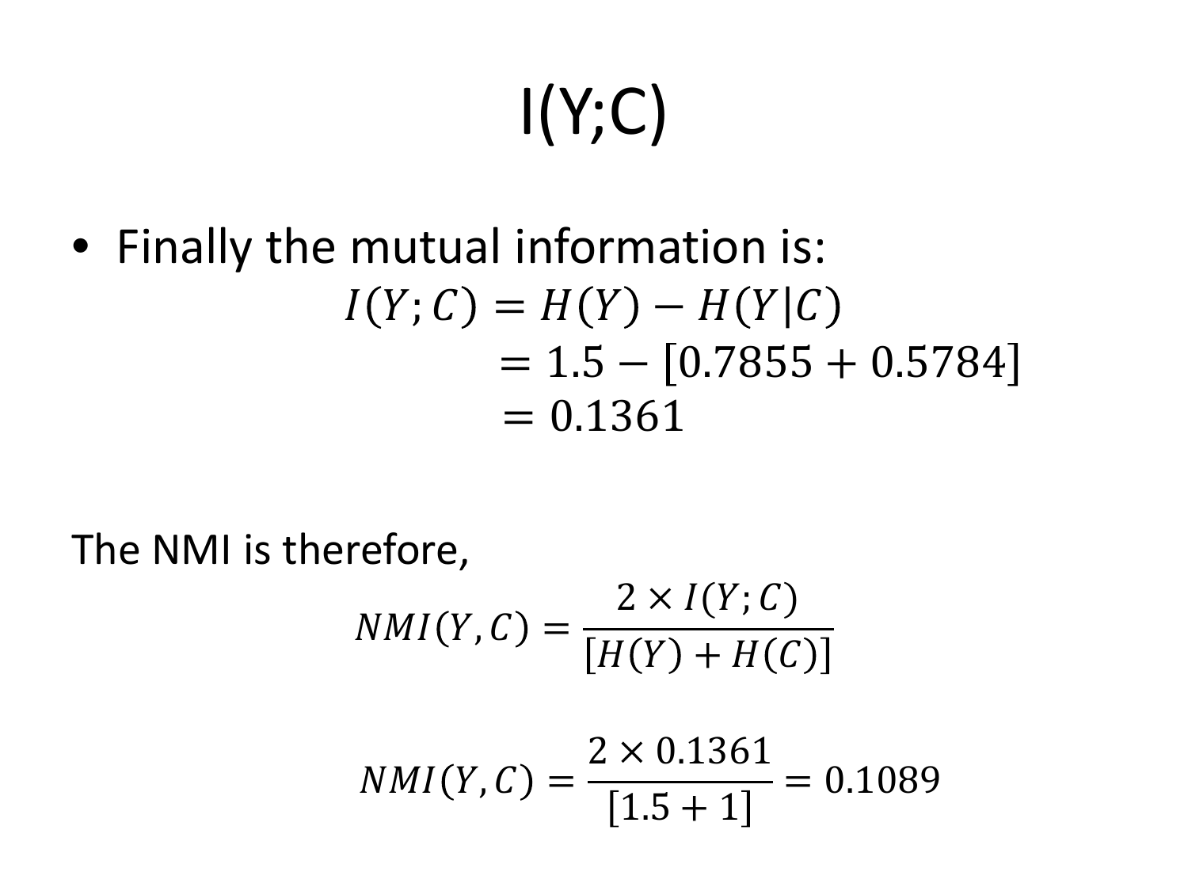# I(Y;C)

- Finally the mutual information is:

$$
\begin{aligned}
I(Y;C) &= H(Y) - H(Y|C) \\
&= 1.5 - [0.7855 + 0.5784] \\
&= 0.1361
\end{aligned}
$$

The NMI is therefore,

$$NMI(Y,C) = \frac{2 \times I(Y;C)}{[H(Y) + H(C)]}$$

$$NMI(Y,C) = \frac{2 \times 0.1361}{[1.5 + 1]} = 0.1089$$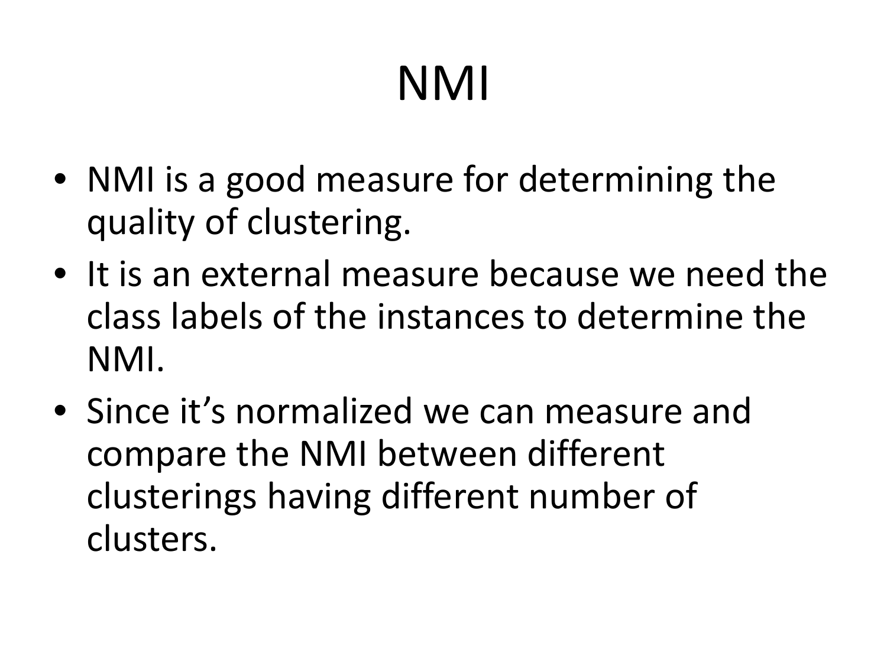# NMI

- NMI is a good measure for determining the quality of clustering.
- It is an external measure because we need the class labels of the instances to determine the NMI.
- Since it’s normalized we can measure and compare the NMI between different clusterings having different number of clusters.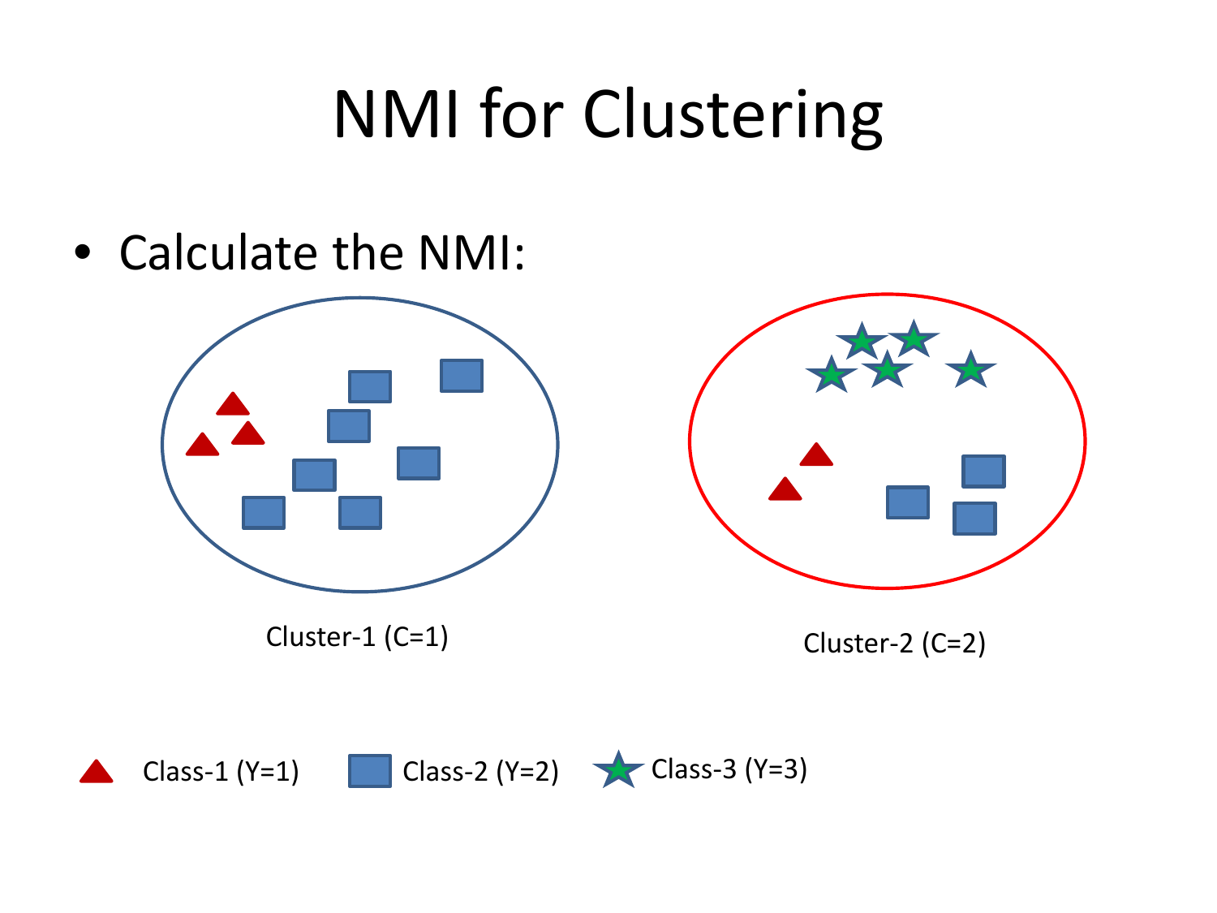# NMI for Clustering

- Calculate the NMI:

Cluster-1 (C=1)

Cluster-2 (C=2)

Class-1 (Y=1) Class-2 (Y=2) Class-3 (Y=3)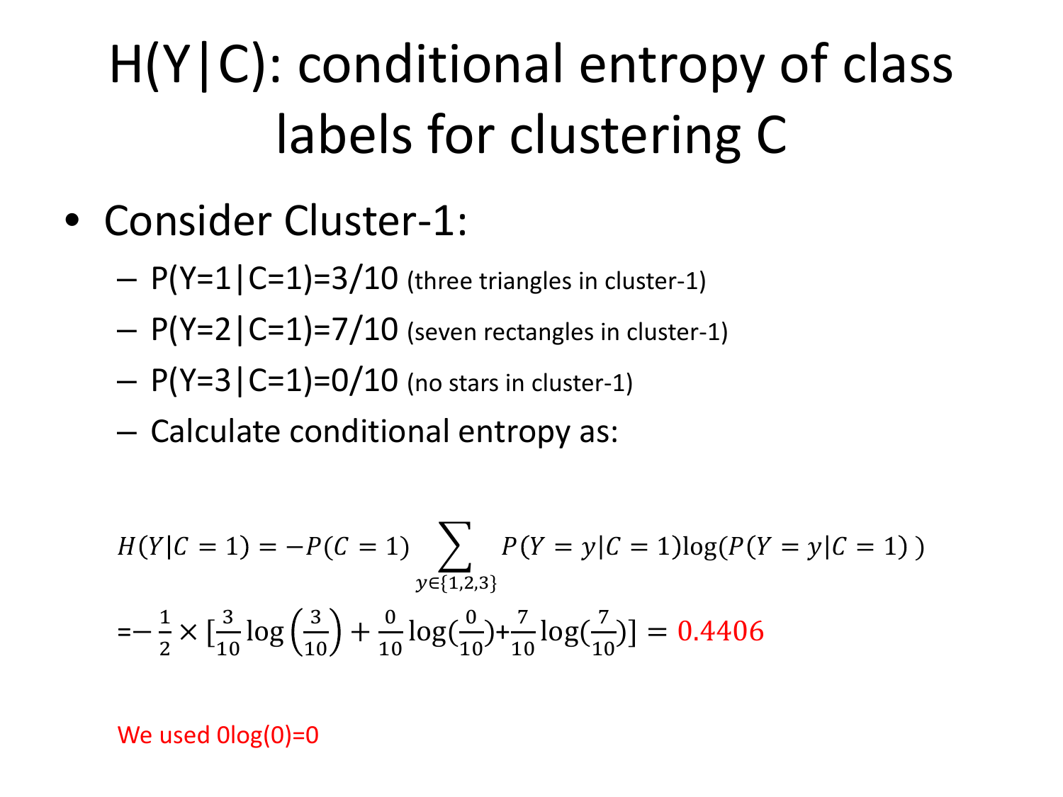# H(Y|C): conditional entropy of class labels for clustering C

- Consider Cluster-1:
  - $P(Y=1|C=1)=3/10$ (three triangles in cluster-1)
  - $P(Y=2|C=1)=7/10$ (seven rectangles in cluster-1)
  - $P(Y=3|C=1)=0/10$ (no stars in cluster-1)
  - Calculate conditional entropy as:

$$H(Y|C=1) = -P(C=1) \sum_{y \in \{1,2,3\}} P(Y=y|C=1)\log(P(Y=y|C=1))$$

$$= -\frac{1}{2} \times \left[\frac{3}{10}\log\left(\frac{3}{10}\right) + \frac{0}{10}\log\left(\frac{0}{10}\right) + \frac{7}{10}\log\left(\frac{7}{10}\right)\right] = 0.4406$$

We used 0log(0)=0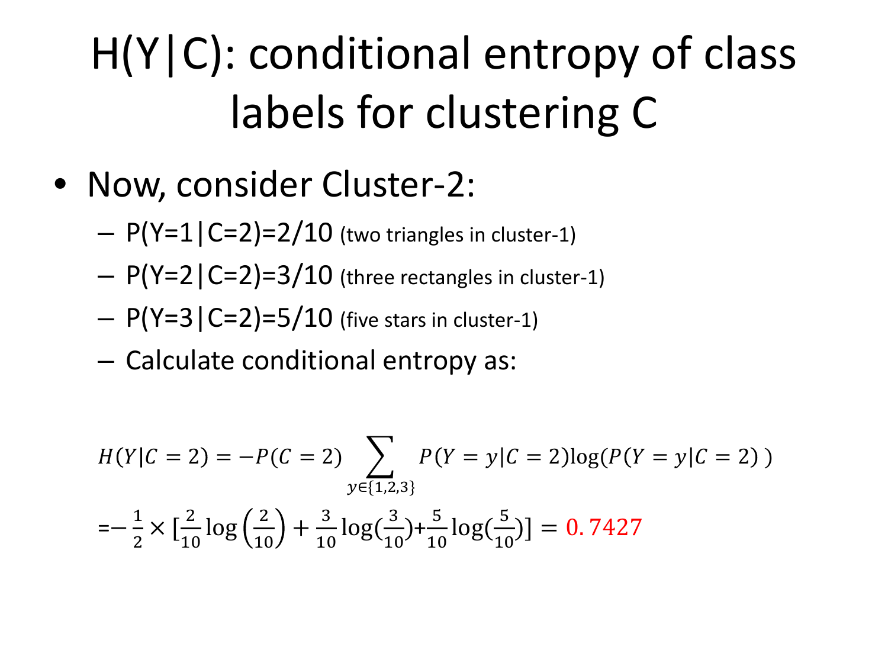# H(Y|C): conditional entropy of class labels for clustering C

- Now, consider Cluster-2:
  - $P(Y=1|C=2)=2/10$ (two triangles in cluster-1)
  - $P(Y=2|C=2)=3/10$ (three rectangles in cluster-1)
  - $P(Y=3|C=2)=5/10$ (five stars in cluster-1)
  - Calculate conditional entropy as:

$$H(Y|C=2) = -P(C=2) \sum_{y \in \{1,2,3\}} P(Y=y|C=2) \log(P(Y=y|C=2))$$

$$= -\frac{1}{2} \times \left[\frac{2}{10} \log\left(\frac{2}{10}\right) + \frac{3}{10} \log\left(\frac{3}{10}\right) + \frac{5}{10} \log\left(\frac{5}{10}\right)\right] = 0.7427$$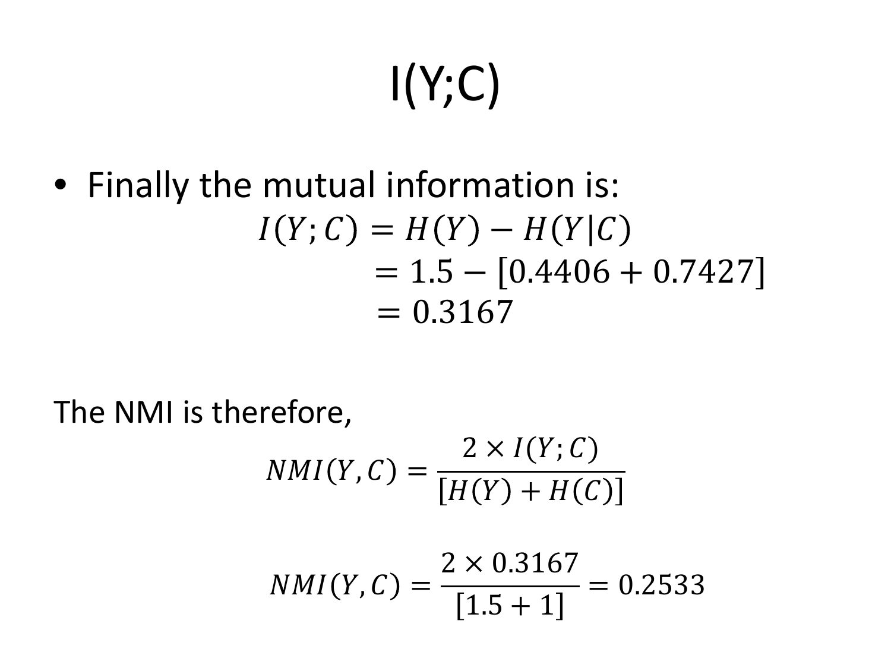# I(Y;C)

- Finally the mutual information is:

$$
\begin{aligned}
I(Y;C) &= H(Y) - H(Y|C) \\
&= 1.5 - [0.4406 + 0.7427] \\
&= 0.3167
\end{aligned}
$$

The NMI is therefore,

$$NMI(Y,C) = \frac{2 \times I(Y;C)}{[H(Y) + H(C)]}$$

$$NMI(Y,C) = \frac{2 \times 0.3167}{[1.5 + 1]} = 0.2533$$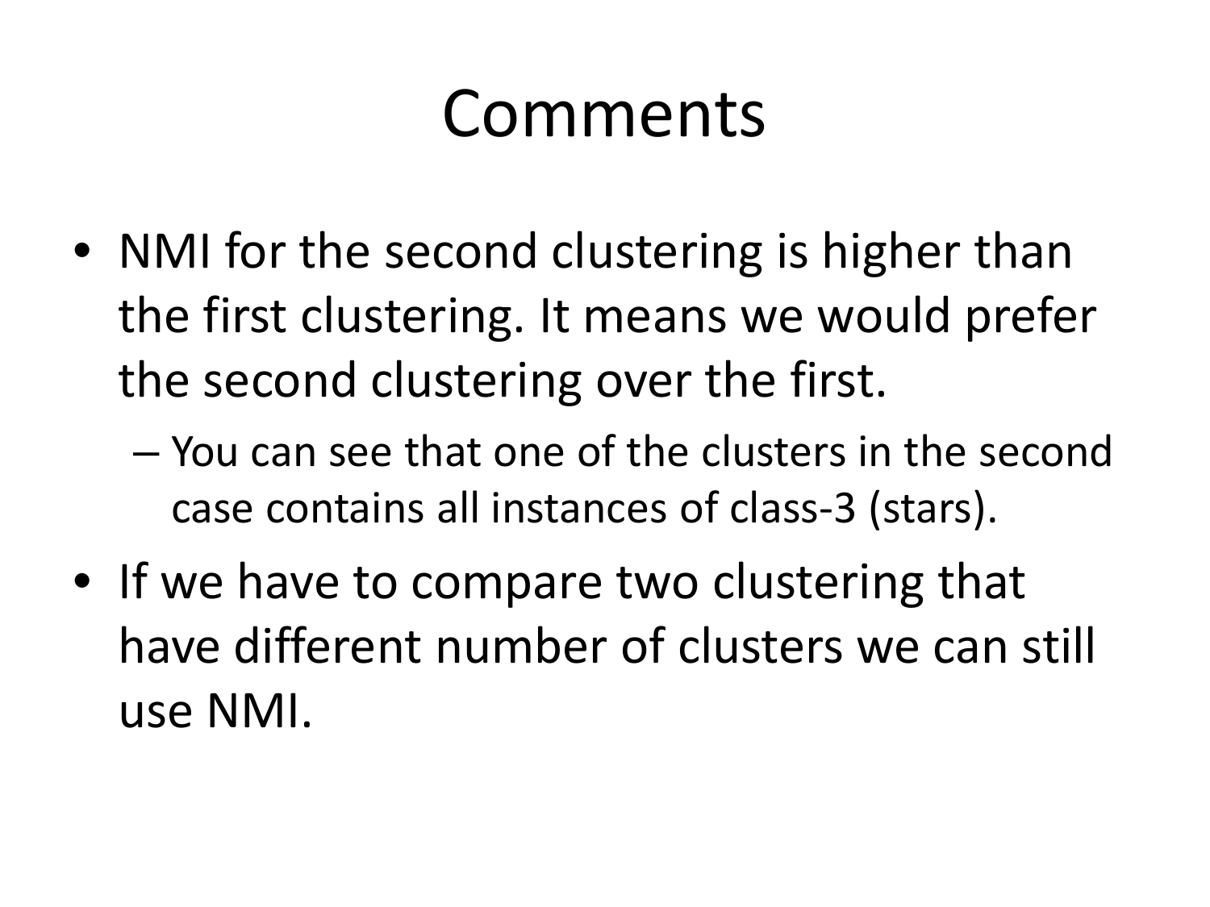# Comments

- NMI for the second clustering is higher than the first clustering. It means we would prefer the second clustering over the first.
  - You can see that one of the clusters in the second case contains all instances of class-3 (stars).
- If we have to compare two clustering that have different number of clusters we can still use NMI.